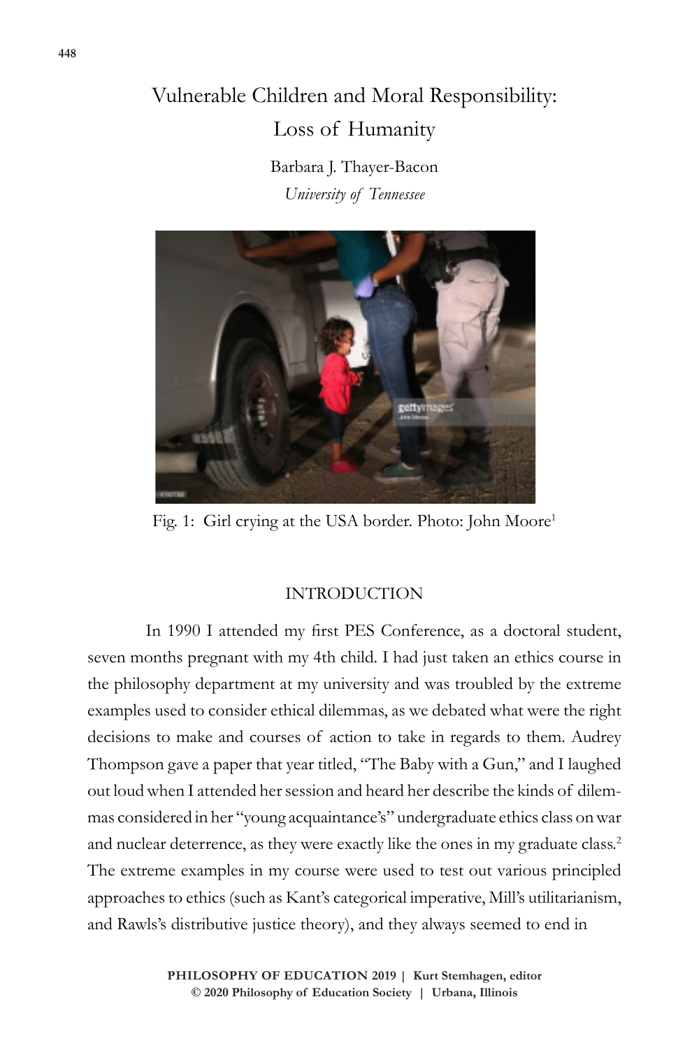# Vulnerable Children and Moral Responsibility: Loss of Humanity

Barbara J. Thayer-Bacon
*University of Tennessee*

Fig. 1: Girl crying at the USA border. Photo: John Moore[1]

## INTRODUCTION

In 1990 I attended my first PES Conference, as a doctoral student, seven months pregnant with my 4th child. I had just taken an ethics course in the philosophy department at my university and was troubled by the extreme examples used to consider ethical dilemmas, as we debated what were the right decisions to make and courses of action to take in regards to them. Audrey Thompson gave a paper that year titled, "The Baby with a Gun," and I laughed out loud when I attended her session and heard her describe the kinds of dilemmas considered in her "young acquaintance's" undergraduate ethics class on war and nuclear deterrence, as they were exactly like the ones in my graduate class.[2] The extreme examples in my course were used to test out various principled approaches to ethics (such as Kant's categorical imperative, Mill's utilitarianism, and Rawls's distributive justice theory), and they always seemed to end in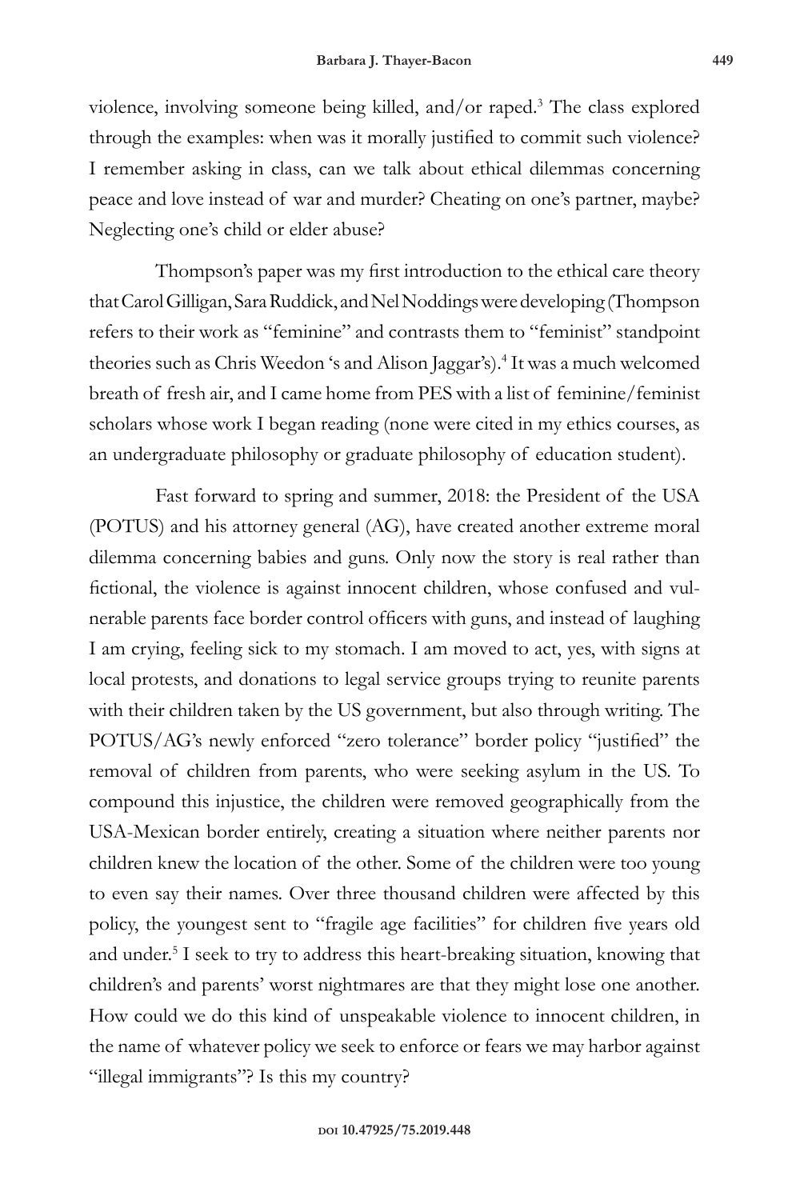violence, involving someone being killed, and/or raped.[3] The class explored through the examples: when was it morally justified to commit such violence? I remember asking in class, can we talk about ethical dilemmas concerning peace and love instead of war and murder? Cheating on one's partner, maybe? Neglecting one's child or elder abuse?

Thompson's paper was my first introduction to the ethical care theory that Carol Gilligan, Sara Ruddick, and Nel Noddings were developing (Thompson refers to their work as "feminine" and contrasts them to "feminist" standpoint theories such as Chris Weedon 's and Alison Jaggar's).[4] It was a much welcomed breath of fresh air, and I came home from PES with a list of feminine/feminist scholars whose work I began reading (none were cited in my ethics courses, as an undergraduate philosophy or graduate philosophy of education student).

Fast forward to spring and summer, 2018: the President of the USA (POTUS) and his attorney general (AG), have created another extreme moral dilemma concerning babies and guns. Only now the story is real rather than fictional, the violence is against innocent children, whose confused and vulnerable parents face border control officers with guns, and instead of laughing I am crying, feeling sick to my stomach. I am moved to act, yes, with signs at local protests, and donations to legal service groups trying to reunite parents with their children taken by the US government, but also through writing. The POTUS/AG's newly enforced "zero tolerance" border policy "justified" the removal of children from parents, who were seeking asylum in the US. To compound this injustice, the children were removed geographically from the USA-Mexican border entirely, creating a situation where neither parents nor children knew the location of the other. Some of the children were too young to even say their names. Over three thousand children were affected by this policy, the youngest sent to "fragile age facilities" for children five years old and under.[5] I seek to try to address this heart-breaking situation, knowing that children's and parents' worst nightmares are that they might lose one another. How could we do this kind of unspeakable violence to innocent children, in the name of whatever policy we seek to enforce or fears we may harbor against "illegal immigrants"? Is this my country?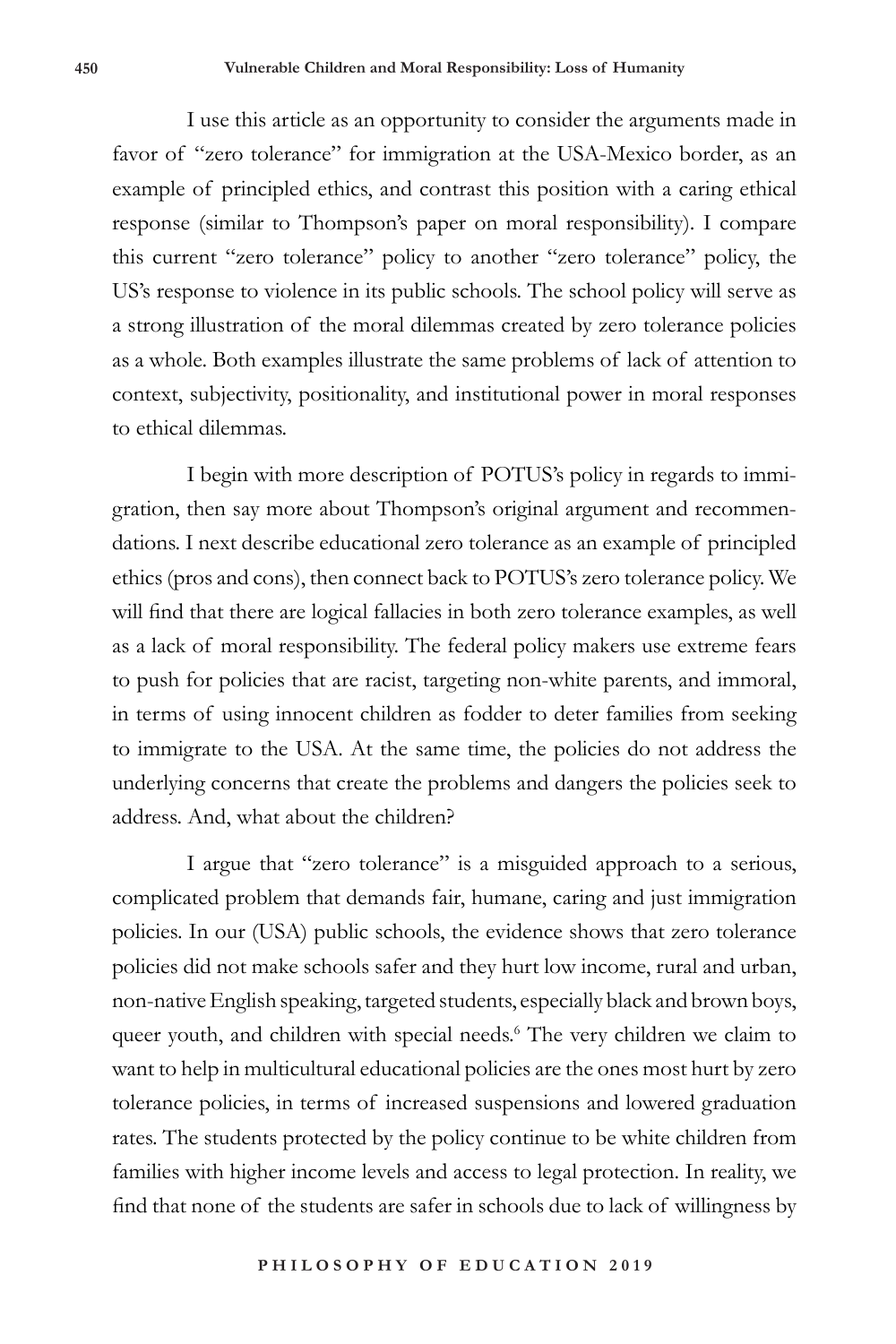I use this article as an opportunity to consider the arguments made in favor of "zero tolerance" for immigration at the USA-Mexico border, as an example of principled ethics, and contrast this position with a caring ethical response (similar to Thompson's paper on moral responsibility). I compare this current "zero tolerance" policy to another "zero tolerance" policy, the US's response to violence in its public schools. The school policy will serve as a strong illustration of the moral dilemmas created by zero tolerance policies as a whole. Both examples illustrate the same problems of lack of attention to context, subjectivity, positionality, and institutional power in moral responses to ethical dilemmas.

I begin with more description of POTUS's policy in regards to immigration, then say more about Thompson's original argument and recommendations. I next describe educational zero tolerance as an example of principled ethics (pros and cons), then connect back to POTUS's zero tolerance policy. We will find that there are logical fallacies in both zero tolerance examples, as well as a lack of moral responsibility. The federal policy makers use extreme fears to push for policies that are racist, targeting non-white parents, and immoral, in terms of using innocent children as fodder to deter families from seeking to immigrate to the USA. At the same time, the policies do not address the underlying concerns that create the problems and dangers the policies seek to address. And, what about the children?

I argue that "zero tolerance" is a misguided approach to a serious, complicated problem that demands fair, humane, caring and just immigration policies. In our (USA) public schools, the evidence shows that zero tolerance policies did not make schools safer and they hurt low income, rural and urban, non-native English speaking, targeted students, especially black and brown boys, queer youth, and children with special needs.[6] The very children we claim to want to help in multicultural educational policies are the ones most hurt by zero tolerance policies, in terms of increased suspensions and lowered graduation rates. The students protected by the policy continue to be white children from families with higher income levels and access to legal protection. In reality, we find that none of the students are safer in schools due to lack of willingness by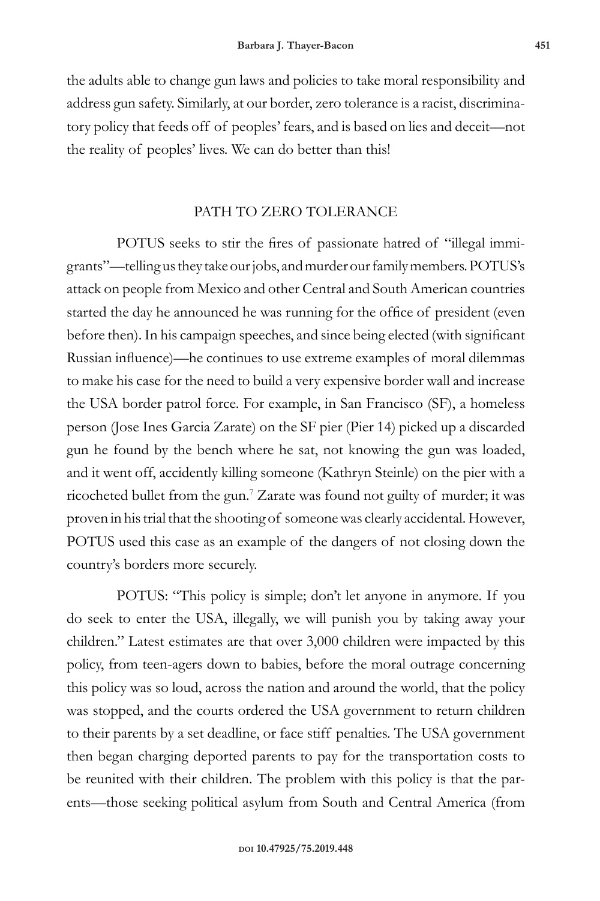the adults able to change gun laws and policies to take moral responsibility and address gun safety. Similarly, at our border, zero tolerance is a racist, discriminatory policy that feeds off of peoples' fears, and is based on lies and deceit—not the reality of peoples' lives. We can do better than this!

## PATH TO ZERO TOLERANCE

POTUS seeks to stir the fires of passionate hatred of "illegal immigrants"—telling us they take our jobs, and murder our family members. POTUS's attack on people from Mexico and other Central and South American countries started the day he announced he was running for the office of president (even before then). In his campaign speeches, and since being elected (with significant Russian influence)—he continues to use extreme examples of moral dilemmas to make his case for the need to build a very expensive border wall and increase the USA border patrol force. For example, in San Francisco (SF), a homeless person (Jose Ines Garcia Zarate) on the SF pier (Pier 14) picked up a discarded gun he found by the bench where he sat, not knowing the gun was loaded, and it went off, accidently killing someone (Kathryn Steinle) on the pier with a ricocheted bullet from the gun.[7] Zarate was found not guilty of murder; it was proven in his trial that the shooting of someone was clearly accidental. However, POTUS used this case as an example of the dangers of not closing down the country's borders more securely.

POTUS: "This policy is simple; don't let anyone in anymore. If you do seek to enter the USA, illegally, we will punish you by taking away your children." Latest estimates are that over 3,000 children were impacted by this policy, from teen-agers down to babies, before the moral outrage concerning this policy was so loud, across the nation and around the world, that the policy was stopped, and the courts ordered the USA government to return children to their parents by a set deadline, or face stiff penalties. The USA government then began charging deported parents to pay for the transportation costs to be reunited with their children. The problem with this policy is that the parents—those seeking political asylum from South and Central America (from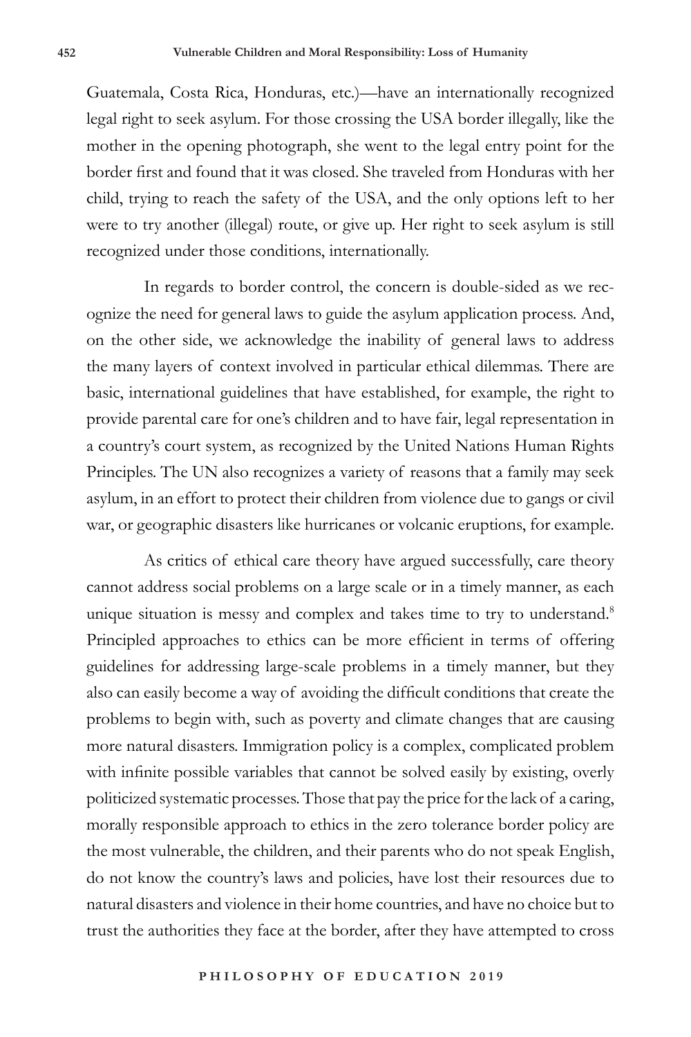Guatemala, Costa Rica, Honduras, etc.)—have an internationally recognized legal right to seek asylum. For those crossing the USA border illegally, like the mother in the opening photograph, she went to the legal entry point for the border first and found that it was closed. She traveled from Honduras with her child, trying to reach the safety of the USA, and the only options left to her were to try another (illegal) route, or give up. Her right to seek asylum is still recognized under those conditions, internationally.

In regards to border control, the concern is double-sided as we recognize the need for general laws to guide the asylum application process. And, on the other side, we acknowledge the inability of general laws to address the many layers of context involved in particular ethical dilemmas. There are basic, international guidelines that have established, for example, the right to provide parental care for one's children and to have fair, legal representation in a country's court system, as recognized by the United Nations Human Rights Principles. The UN also recognizes a variety of reasons that a family may seek asylum, in an effort to protect their children from violence due to gangs or civil war, or geographic disasters like hurricanes or volcanic eruptions, for example.

As critics of ethical care theory have argued successfully, care theory cannot address social problems on a large scale or in a timely manner, as each unique situation is messy and complex and takes time to try to understand.[8] Principled approaches to ethics can be more efficient in terms of offering guidelines for addressing large-scale problems in a timely manner, but they also can easily become a way of avoiding the difficult conditions that create the problems to begin with, such as poverty and climate changes that are causing more natural disasters. Immigration policy is a complex, complicated problem with infinite possible variables that cannot be solved easily by existing, overly politicized systematic processes. Those that pay the price for the lack of a caring, morally responsible approach to ethics in the zero tolerance border policy are the most vulnerable, the children, and their parents who do not speak English, do not know the country's laws and policies, have lost their resources due to natural disasters and violence in their home countries, and have no choice but to trust the authorities they face at the border, after they have attempted to cross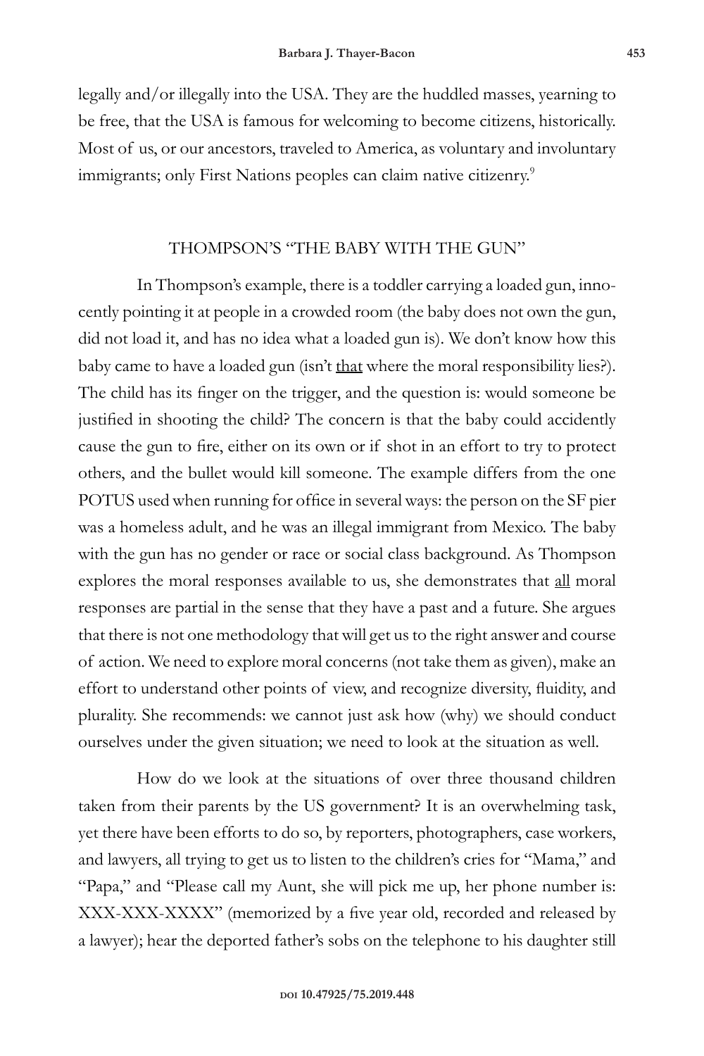legally and/or illegally into the USA. They are the huddled masses, yearning to be free, that the USA is famous for welcoming to become citizens, historically. Most of us, or our ancestors, traveled to America, as voluntary and involuntary immigrants; only First Nations peoples can claim native citizenry.[9]

## THOMPSON'S "THE BABY WITH THE GUN"

In Thompson's example, there is a toddler carrying a loaded gun, innocently pointing it at people in a crowded room (the baby does not own the gun, did not load it, and has no idea what a loaded gun is). We don't know how this baby came to have a loaded gun (isn't <u>that</u> where the moral responsibility lies?). The child has its finger on the trigger, and the question is: would someone be justified in shooting the child? The concern is that the baby could accidently cause the gun to fire, either on its own or if shot in an effort to try to protect others, and the bullet would kill someone. The example differs from the one POTUS used when running for office in several ways: the person on the SF pier was a homeless adult, and he was an illegal immigrant from Mexico. The baby with the gun has no gender or race or social class background. As Thompson explores the moral responses available to us, she demonstrates that <u>all</u> moral responses are partial in the sense that they have a past and a future. She argues that there is not one methodology that will get us to the right answer and course of action. We need to explore moral concerns (not take them as given), make an effort to understand other points of view, and recognize diversity, fluidity, and plurality. She recommends: we cannot just ask how (why) we should conduct ourselves under the given situation; we need to look at the situation as well.

How do we look at the situations of over three thousand children taken from their parents by the US government? It is an overwhelming task, yet there have been efforts to do so, by reporters, photographers, case workers, and lawyers, all trying to get us to listen to the children's cries for "Mama," and "Papa," and "Please call my Aunt, she will pick me up, her phone number is: XXX-XXX-XXXX" (memorized by a five year old, recorded and released by a lawyer); hear the deported father's sobs on the telephone to his daughter still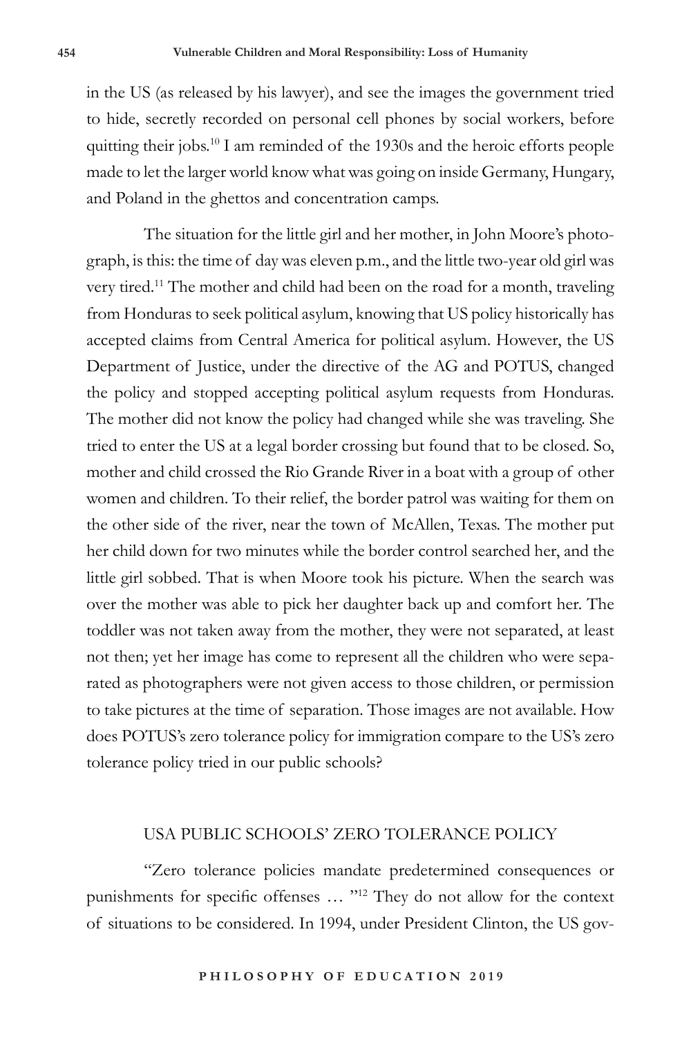in the US (as released by his lawyer), and see the images the government tried to hide, secretly recorded on personal cell phones by social workers, before quitting their jobs.[10] I am reminded of the 1930s and the heroic efforts people made to let the larger world know what was going on inside Germany, Hungary, and Poland in the ghettos and concentration camps.

The situation for the little girl and her mother, in John Moore's photograph, is this: the time of day was eleven p.m., and the little two-year old girl was very tired.[11] The mother and child had been on the road for a month, traveling from Honduras to seek political asylum, knowing that US policy historically has accepted claims from Central America for political asylum. However, the US Department of Justice, under the directive of the AG and POTUS, changed the policy and stopped accepting political asylum requests from Honduras. The mother did not know the policy had changed while she was traveling. She tried to enter the US at a legal border crossing but found that to be closed. So, mother and child crossed the Rio Grande River in a boat with a group of other women and children. To their relief, the border patrol was waiting for them on the other side of the river, near the town of McAllen, Texas. The mother put her child down for two minutes while the border control searched her, and the little girl sobbed. That is when Moore took his picture. When the search was over the mother was able to pick her daughter back up and comfort her. The toddler was not taken away from the mother, they were not separated, at least not then; yet her image has come to represent all the children who were separated as photographers were not given access to those children, or permission to take pictures at the time of separation. Those images are not available. How does POTUS's zero tolerance policy for immigration compare to the US's zero tolerance policy tried in our public schools?

## USA PUBLIC SCHOOLS' ZERO TOLERANCE POLICY

"Zero tolerance policies mandate predetermined consequences or punishments for specific offenses … "[12] They do not allow for the context of situations to be considered. In 1994, under President Clinton, the US gov-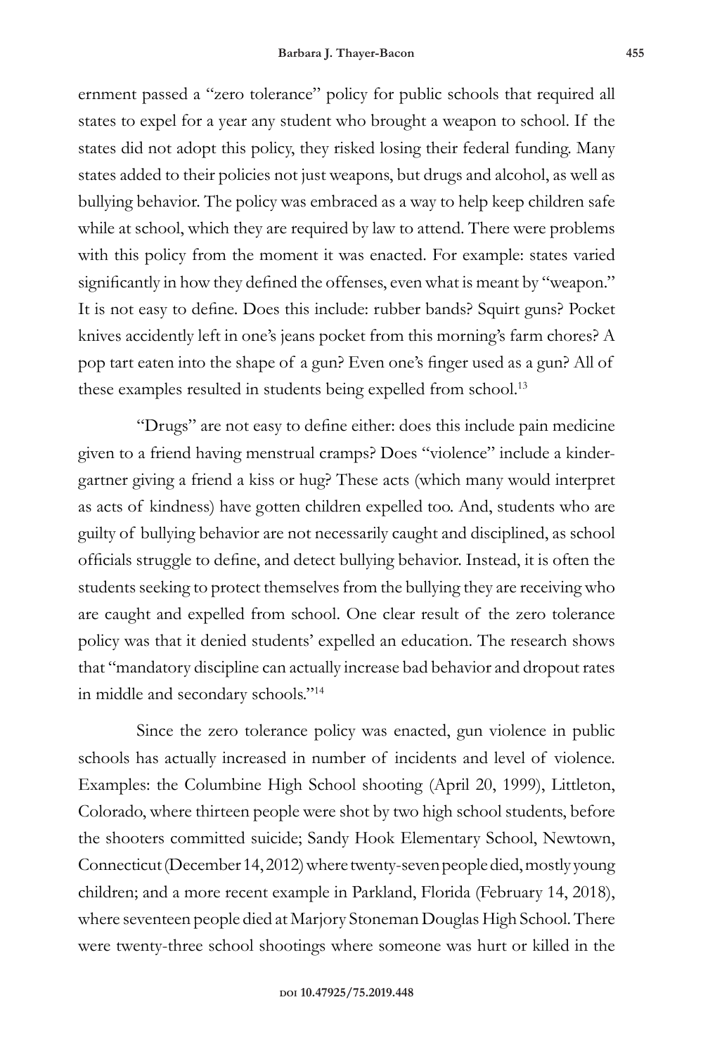ernment passed a "zero tolerance" policy for public schools that required all states to expel for a year any student who brought a weapon to school. If the states did not adopt this policy, they risked losing their federal funding. Many states added to their policies not just weapons, but drugs and alcohol, as well as bullying behavior. The policy was embraced as a way to help keep children safe while at school, which they are required by law to attend. There were problems with this policy from the moment it was enacted. For example: states varied significantly in how they defined the offenses, even what is meant by "weapon." It is not easy to define. Does this include: rubber bands? Squirt guns? Pocket knives accidently left in one's jeans pocket from this morning's farm chores? A pop tart eaten into the shape of a gun? Even one's finger used as a gun? All of these examples resulted in students being expelled from school.[13]

"Drugs" are not easy to define either: does this include pain medicine given to a friend having menstrual cramps? Does "violence" include a kindergartner giving a friend a kiss or hug? These acts (which many would interpret as acts of kindness) have gotten children expelled too. And, students who are guilty of bullying behavior are not necessarily caught and disciplined, as school officials struggle to define, and detect bullying behavior. Instead, it is often the students seeking to protect themselves from the bullying they are receiving who are caught and expelled from school. One clear result of the zero tolerance policy was that it denied students' expelled an education. The research shows that "mandatory discipline can actually increase bad behavior and dropout rates in middle and secondary schools."[14]

Since the zero tolerance policy was enacted, gun violence in public schools has actually increased in number of incidents and level of violence. Examples: the Columbine High School shooting (April 20, 1999), Littleton, Colorado, where thirteen people were shot by two high school students, before the shooters committed suicide; Sandy Hook Elementary School, Newtown, Connecticut (December 14, 2012) where twenty-seven people died, mostly young children; and a more recent example in Parkland, Florida (February 14, 2018), where seventeen people died at Marjory Stoneman Douglas High School. There were twenty-three school shootings where someone was hurt or killed in the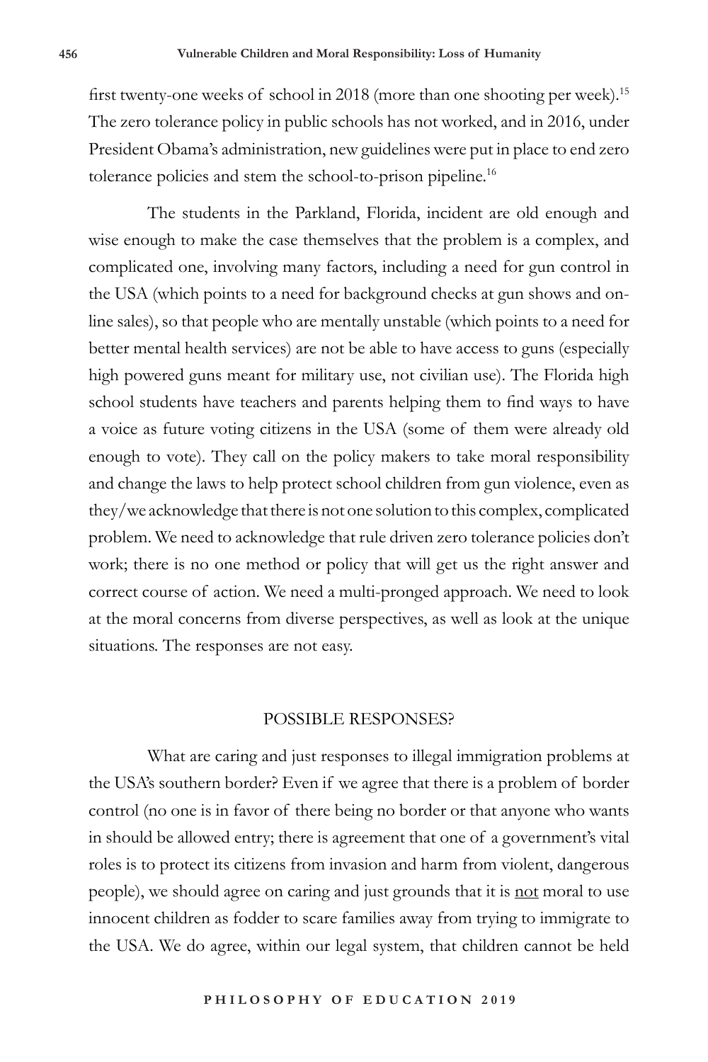first twenty-one weeks of school in 2018 (more than one shooting per week).[15] The zero tolerance policy in public schools has not worked, and in 2016, under President Obama's administration, new guidelines were put in place to end zero tolerance policies and stem the school-to-prison pipeline.[16]

The students in the Parkland, Florida, incident are old enough and wise enough to make the case themselves that the problem is a complex, and complicated one, involving many factors, including a need for gun control in the USA (which points to a need for background checks at gun shows and online sales), so that people who are mentally unstable (which points to a need for better mental health services) are not be able to have access to guns (especially high powered guns meant for military use, not civilian use). The Florida high school students have teachers and parents helping them to find ways to have a voice as future voting citizens in the USA (some of them were already old enough to vote). They call on the policy makers to take moral responsibility and change the laws to help protect school children from gun violence, even as they/we acknowledge that there is not one solution to this complex, complicated problem. We need to acknowledge that rule driven zero tolerance policies don't work; there is no one method or policy that will get us the right answer and correct course of action. We need a multi-pronged approach. We need to look at the moral concerns from diverse perspectives, as well as look at the unique situations. The responses are not easy.

## POSSIBLE RESPONSES?

What are caring and just responses to illegal immigration problems at the USA's southern border? Even if we agree that there is a problem of border control (no one is in favor of there being no border or that anyone who wants in should be allowed entry; there is agreement that one of a government's vital roles is to protect its citizens from invasion and harm from violent, dangerous people), we should agree on caring and just grounds that it is <u>not</u> moral to use innocent children as fodder to scare families away from trying to immigrate to the USA. We do agree, within our legal system, that children cannot be held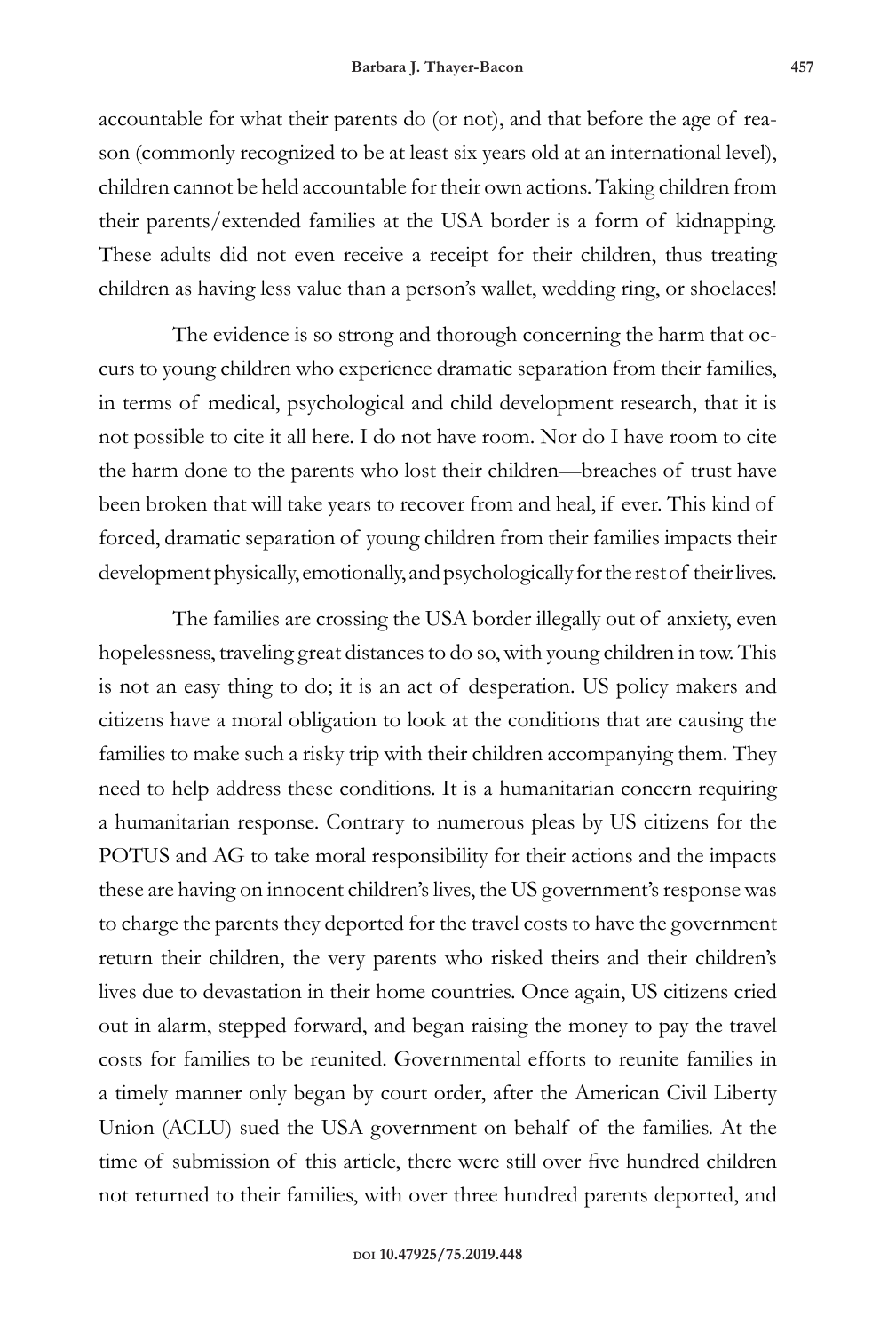accountable for what their parents do (or not), and that before the age of reason (commonly recognized to be at least six years old at an international level), children cannot be held accountable for their own actions. Taking children from their parents/extended families at the USA border is a form of kidnapping. These adults did not even receive a receipt for their children, thus treating children as having less value than a person's wallet, wedding ring, or shoelaces!

The evidence is so strong and thorough concerning the harm that occurs to young children who experience dramatic separation from their families, in terms of medical, psychological and child development research, that it is not possible to cite it all here. I do not have room. Nor do I have room to cite the harm done to the parents who lost their children—breaches of trust have been broken that will take years to recover from and heal, if ever. This kind of forced, dramatic separation of young children from their families impacts their development physically, emotionally, and psychologically for the rest of their lives.

The families are crossing the USA border illegally out of anxiety, even hopelessness, traveling great distances to do so, with young children in tow. This is not an easy thing to do; it is an act of desperation. US policy makers and citizens have a moral obligation to look at the conditions that are causing the families to make such a risky trip with their children accompanying them. They need to help address these conditions. It is a humanitarian concern requiring a humanitarian response. Contrary to numerous pleas by US citizens for the POTUS and AG to take moral responsibility for their actions and the impacts these are having on innocent children's lives, the US government's response was to charge the parents they deported for the travel costs to have the government return their children, the very parents who risked theirs and their children's lives due to devastation in their home countries. Once again, US citizens cried out in alarm, stepped forward, and began raising the money to pay the travel costs for families to be reunited. Governmental efforts to reunite families in a timely manner only began by court order, after the American Civil Liberty Union (ACLU) sued the USA government on behalf of the families. At the time of submission of this article, there were still over five hundred children not returned to their families, with over three hundred parents deported, and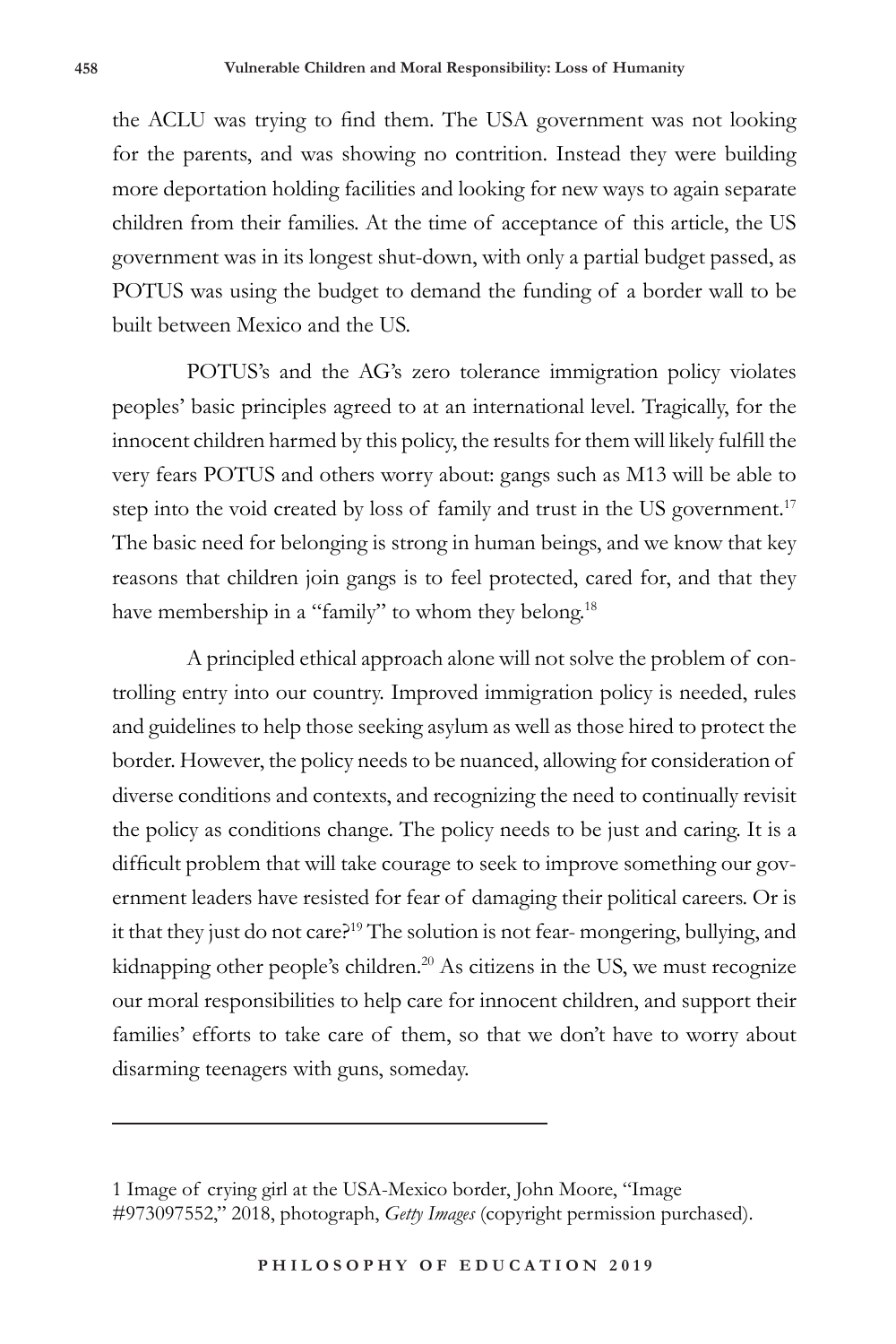the ACLU was trying to find them. The USA government was not looking for the parents, and was showing no contrition. Instead they were building more deportation holding facilities and looking for new ways to again separate children from their families. At the time of acceptance of this article, the US government was in its longest shut-down, with only a partial budget passed, as POTUS was using the budget to demand the funding of a border wall to be built between Mexico and the US.

POTUS's and the AG's zero tolerance immigration policy violates peoples' basic principles agreed to at an international level. Tragically, for the innocent children harmed by this policy, the results for them will likely fulfill the very fears POTUS and others worry about: gangs such as M13 will be able to step into the void created by loss of family and trust in the US government.[17] The basic need for belonging is strong in human beings, and we know that key reasons that children join gangs is to feel protected, cared for, and that they have membership in a "family" to whom they belong.[18]

A principled ethical approach alone will not solve the problem of controlling entry into our country. Improved immigration policy is needed, rules and guidelines to help those seeking asylum as well as those hired to protect the border. However, the policy needs to be nuanced, allowing for consideration of diverse conditions and contexts, and recognizing the need to continually revisit the policy as conditions change. The policy needs to be just and caring. It is a difficult problem that will take courage to seek to improve something our government leaders have resisted for fear of damaging their political careers. Or is it that they just do not care?[19] The solution is not fear- mongering, bullying, and kidnapping other people's children.[20] As citizens in the US, we must recognize our moral responsibilities to help care for innocent children, and support their families' efforts to take care of them, so that we don't have to worry about disarming teenagers with guns, someday.

---

1 Image of crying girl at the USA-Mexico border, John Moore, "Image #973097552," 2018, photograph, *Getty Images* (copyright permission purchased).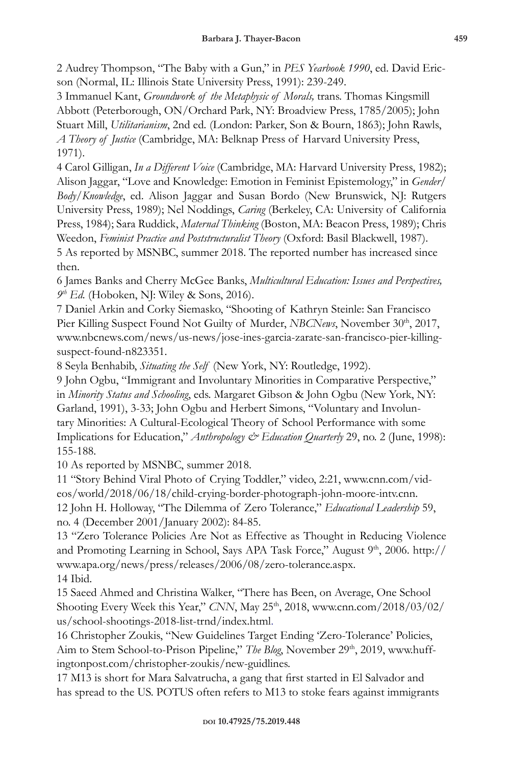2 Audrey Thompson, "The Baby with a Gun," in *PES Yearbook 1990*, ed. David Ericson (Normal, IL: Illinois State University Press, 1991): 239-249.

3 Immanuel Kant, *Groundwork of the Metaphysic of Morals,* trans. Thomas Kingsmill Abbott (Peterborough, ON/Orchard Park, NY: Broadview Press, 1785/2005); John Stuart Mill, *Utilitarianism*, 2nd ed. (London: Parker, Son & Bourn, 1863); John Rawls, *A Theory of Justice* (Cambridge, MA: Belknap Press of Harvard University Press, 1971).

4 Carol Gilligan, *In a Different Voice* (Cambridge, MA: Harvard University Press, 1982); Alison Jaggar, "Love and Knowledge: Emotion in Feminist Epistemology," in *Gender/Body/Knowledge*, ed. Alison Jaggar and Susan Bordo (New Brunswick, NJ: Rutgers University Press, 1989); Nel Noddings, *Caring* (Berkeley, CA: University of California Press, 1984); Sara Ruddick, *Maternal Thinking* (Boston, MA: Beacon Press, 1989); Chris Weedon, *Feminist Practice and Poststructuralist Theory* (Oxford: Basil Blackwell, 1987).

5 As reported by MSNBC, summer 2018. The reported number has increased since then.

6 James Banks and Cherry McGee Banks, *Multicultural Education: Issues and Perspectives, 9th Ed.* (Hoboken, NJ: Wiley & Sons, 2016).

7 Daniel Arkin and Corky Siemasko, "Shooting of Kathryn Steinle: San Francisco Pier Killing Suspect Found Not Guilty of Murder, *NBCNews*, November 30th, 2017, www.nbcnews.com/news/us-news/jose-ines-garcia-zarate-san-francisco-pier-killing-suspect-found-n823351.

8 Seyla Benhabib, *Situating the Self* (New York, NY: Routledge, 1992).

9 John Ogbu, "Immigrant and Involuntary Minorities in Comparative Perspective," in *Minority Status and Schooling*, eds. Margaret Gibson & John Ogbu (New York, NY: Garland, 1991), 3-33; John Ogbu and Herbert Simons, "Voluntary and Involuntary Minorities: A Cultural-Ecological Theory of School Performance with some Implications for Education," *Anthropology & Education Quarterly* 29, no. 2 (June, 1998): 155-188.

10 As reported by MSNBC, summer 2018.

11 "Story Behind Viral Photo of Crying Toddler," video, 2:21, www.cnn.com/videos/world/2018/06/18/child-crying-border-photograph-john-moore-intv.cnn.

12 John H. Holloway, "The Dilemma of Zero Tolerance," *Educational Leadership* 59, no. 4 (December 2001/January 2002): 84-85.

13 "Zero Tolerance Policies Are Not as Effective as Thought in Reducing Violence and Promoting Learning in School, Says APA Task Force," August 9th, 2006. http://www.apa.org/news/press/releases/2006/08/zero-tolerance.aspx.

14 Ibid.

15 Saeed Ahmed and Christina Walker, "There has Been, on Average, One School Shooting Every Week this Year," *CNN*, May 25th, 2018, www.cnn.com/2018/03/02/us/school-shootings-2018-list-trnd/index.html.

16 Christopher Zoukis, "New Guidelines Target Ending 'Zero-Tolerance' Policies, Aim to Stem School-to-Prison Pipeline," *The Blog*, November 29th, 2019, www.huffingtonpost.com/christopher-zoukis/new-guidlines.

17 M13 is short for Mara Salvatrucha, a gang that first started in El Salvador and has spread to the US. POTUS often refers to M13 to stoke fears against immigrants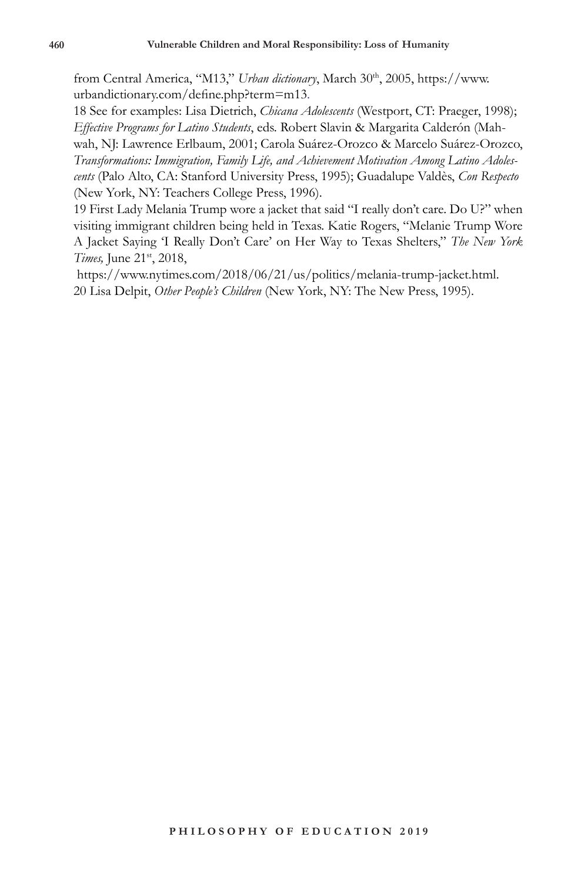from Central America, "M13," *Urban dictionary*, March 30th, 2005, https://www.urbandictionary.com/define.php?term=m13.

18 See for examples: Lisa Dietrich, *Chicana Adolescents* (Westport, CT: Praeger, 1998); *Effective Programs for Latino Students*, eds. Robert Slavin & Margarita Calderón (Mahwah, NJ: Lawrence Erlbaum, 2001; Carola Suárez-Orozco & Marcelo Suárez-Orozco, *Transformations: Immigration, Family Life, and Achievement Motivation Among Latino Adolescents* (Palo Alto, CA: Stanford University Press, 1995); Guadalupe Valdès, *Con Respecto* (New York, NY: Teachers College Press, 1996).

19 First Lady Melania Trump wore a jacket that said "I really don't care. Do U?" when visiting immigrant children being held in Texas. Katie Rogers, "Melanie Trump Wore A Jacket Saying 'I Really Don't Care' on Her Way to Texas Shelters," *The New York Times,* June 21st, 2018,
https://www.nytimes.com/2018/06/21/us/politics/melania-trump-jacket.html.

20 Lisa Delpit, *Other People's Children* (New York, NY: The New Press, 1995).